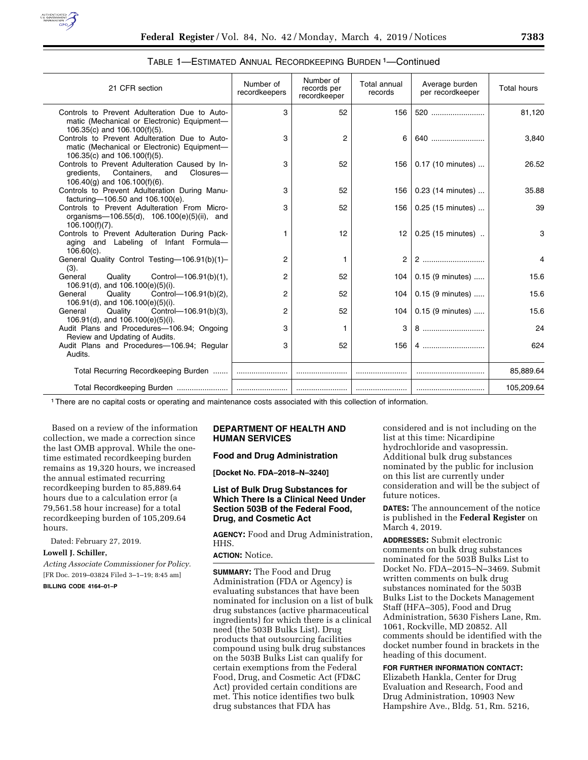TABLE 1—ESTIMATED ANNUAL RECORDKEEPING BURDEN [1]—Continued

| 21 CFR section | Number of recordkeepers | Number of records per recordkeeper | Total annual records | Average burden per recordkeeper | Total hours |
|---|---|---|---|---|---|
| Controls to Prevent Adulteration Due to Automatic (Mechanical or Electronic) Equipment—106.35(c) and 106.100(f)(5). | 3 | 52 | 156 | 520 | 81,120 |
| Controls to Prevent Adulteration Due to Automatic (Mechanical or Electronic) Equipment—106.35(c) and 106.100(f)(5). | 3 | 2 | 6 | 640 | 3,840 |
| Controls to Prevent Adulteration Caused by Ingredients, Containers, and Closures—106.40(g) and 106.100(f)(6). | 3 | 52 | 156 | 0.17 (10 minutes) | 26.52 |
| Controls to Prevent Adulteration During Manufacturing—106.50 and 106.100(e). | 3 | 52 | 156 | 0.23 (14 minutes) | 35.88 |
| Controls to Prevent Adulteration From Microorganisms—106.55(d), 106.100(e)(5)(ii), and 106.100(f)(7). | 3 | 52 | 156 | 0.25 (15 minutes) | 39 |
| Controls to Prevent Adulteration During Packaging and Labeling of Infant Formula—106.60(c). | 1 | 12 | 12 | 0.25 (15 minutes) | 3 |
| General Quality Control Testing—106.91(b)(1)–(3). | 2 | 1 | 2 | 2 | 4 |
| General Quality Control—106.91(b)(1), 106.91(d), and 106.100(e)(5)(i). | 2 | 52 | 104 | 0.15 (9 minutes) | 15.6 |
| General Quality Control—106.91(b)(2), 106.91(d), and 106.100(e)(5)(i). | 2 | 52 | 104 | 0.15 (9 minutes) | 15.6 |
| General Quality Control—106.91(b)(3), 106.91(d), and 106.100(e)(5)(i). | 2 | 52 | 104 | 0.15 (9 minutes) | 15.6 |
| Audit Plans and Procedures—106.94; Ongoing Review and Updating of Audits. | 3 | 1 | 3 | 8 | 24 |
| Audit Plans and Procedures—106.94; Regular Audits. | 3 | 52 | 156 | 4 | 624 |
| Total Recurring Recordkeeping Burden | | | | | 85,889.64 |
| Total Recordkeeping Burden | | | | | 105,209.64 |

[1] There are no capital costs or operating and maintenance costs associated with this collection of information.

Based on a review of the information collection, we made a correction since the last OMB approval. While the one-time estimated recordkeeping burden remains as 19,320 hours, we increased the annual estimated recurring recordkeeping burden to 85,889.64 hours due to a calculation error (a 79,561.58 hour increase) for a total recordkeeping burden of 105,209.64 hours.

Dated: February 27, 2019.

**Lowell J. Schiller,**

*Acting Associate Commissioner for Policy.*

[FR Doc. 2019–03824 Filed 3–1–19; 8:45 am]

**BILLING CODE 4164–01–P**

## DEPARTMENT OF HEALTH AND HUMAN SERVICES

### Food and Drug Administration

**[Docket No. FDA–2018–N–3240]**

### List of Bulk Drug Substances for Which There Is a Clinical Need Under Section 503B of the Federal Food, Drug, and Cosmetic Act

**AGENCY:** Food and Drug Administration, HHS.

**ACTION:** Notice.

**SUMMARY:** The Food and Drug Administration (FDA or Agency) is evaluating substances that have been nominated for inclusion on a list of bulk drug substances (active pharmaceutical ingredients) for which there is a clinical need (the 503B Bulks List). Drug products that outsourcing facilities compound using bulk drug substances on the 503B Bulks List can qualify for certain exemptions from the Federal Food, Drug, and Cosmetic Act (FD&C Act) provided certain conditions are met. This notice identifies two bulk drug substances that FDA has considered and is not including on the list at this time: Nicardipine hydrochloride and vasopressin. Additional bulk drug substances nominated by the public for inclusion on this list are currently under consideration and will be the subject of future notices.

**DATES:** The announcement of the notice is published in the **Federal Register** on March 4, 2019.

**ADDRESSES:** Submit electronic comments on bulk drug substances nominated for the 503B Bulks List to Docket No. FDA–2015–N–3469. Submit written comments on bulk drug substances nominated for the 503B Bulks List to the Dockets Management Staff (HFA–305), Food and Drug Administration, 5630 Fishers Lane, Rm. 1061, Rockville, MD 20852. All comments should be identified with the docket number found in brackets in the heading of this document.

**FOR FURTHER INFORMATION CONTACT:** Elizabeth Hankla, Center for Drug Evaluation and Research, Food and Drug Administration, 10903 New Hampshire Ave., Bldg. 51, Rm. 5216,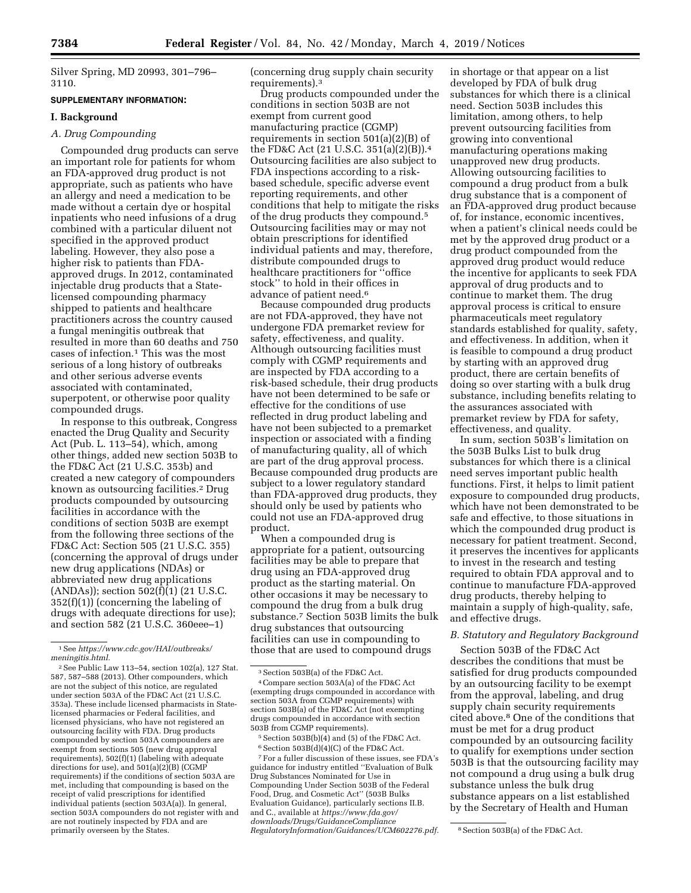Silver Spring, MD 20993, 301–796–3110.

**SUPPLEMENTARY INFORMATION:**

## I. Background

### A. Drug Compounding

Compounded drug products can serve an important role for patients for whom an FDA-approved drug product is not appropriate, such as patients who have an allergy and need a medication to be made without a certain dye or hospital inpatients who need infusions of a drug combined with a particular diluent not specified in the approved product labeling. However, they also pose a higher risk to patients than FDA-approved drugs. In 2012, contaminated injectable drug products that a State-licensed compounding pharmacy shipped to patients and healthcare practitioners across the country caused a fungal meningitis outbreak that resulted in more than 60 deaths and 750 cases of infection.[1] This was the most serious of a long history of outbreaks and other serious adverse events associated with contaminated, superpotent, or otherwise poor quality compounded drugs.

In response to this outbreak, Congress enacted the Drug Quality and Security Act (Pub. L. 113–54), which, among other things, added new section 503B to the FD&C Act (21 U.S.C. 353b) and created a new category of compounders known as outsourcing facilities.[2] Drug products compounded by outsourcing facilities in accordance with the conditions of section 503B are exempt from the following three sections of the FD&C Act: Section 505 (21 U.S.C. 355) (concerning the approval of drugs under new drug applications (NDAs) or abbreviated new drug applications (ANDAs)); section 502(f)(1) (21 U.S.C. 352(f)(1)) (concerning the labeling of drugs with adequate directions for use); and section 582 (21 U.S.C. 360eee–1) (concerning drug supply chain security requirements).[3]

Drug products compounded under the conditions in section 503B are not exempt from current good manufacturing practice (CGMP) requirements in section 501(a)(2)(B) of the FD&C Act (21 U.S.C. 351(a)(2)(B)).[4] Outsourcing facilities are also subject to FDA inspections according to a risk-based schedule, specific adverse event reporting requirements, and other conditions that help to mitigate the risks of the drug products they compound.[5] Outsourcing facilities may or may not obtain prescriptions for identified individual patients and may, therefore, distribute compounded drugs to healthcare practitioners for "office stock" to hold in their offices in advance of patient need.[6]

Because compounded drug products are not FDA-approved, they have not undergone FDA premarket review for safety, effectiveness, and quality. Although outsourcing facilities must comply with CGMP requirements and are inspected by FDA according to a risk-based schedule, their drug products have not been determined to be safe or effective for the conditions of use reflected in drug product labeling and have not been subjected to a premarket inspection or associated with a finding of manufacturing quality, all of which are part of the drug approval process. Because compounded drug products are subject to a lower regulatory standard than FDA-approved drug products, they should only be used by patients who could not use an FDA-approved drug product.

When a compounded drug is appropriate for a patient, outsourcing facilities may be able to prepare that drug using an FDA-approved drug product as the starting material. On other occasions it may be necessary to compound the drug from a bulk drug substance.[7] Section 503B limits the bulk drug substances that outsourcing facilities can use in compounding to those that are used to compound drugs in shortage or that appear on a list developed by FDA of bulk drug substances for which there is a clinical need. Section 503B includes this limitation, among others, to help prevent outsourcing facilities from growing into conventional manufacturing operations making unapproved new drug products. Allowing outsourcing facilities to compound a drug product from a bulk drug substance that is a component of an FDA-approved drug product because of, for instance, economic incentives, when a patient's clinical needs could be met by the approved drug product or a drug product compounded from the approved drug product would reduce the incentive for applicants to seek FDA approval of drug products and to continue to market them. The drug approval process is critical to ensure pharmaceuticals meet regulatory standards established for quality, safety, and effectiveness. In addition, when it is feasible to compound a drug product by starting with an approved drug product, there are certain benefits of doing so over starting with a bulk drug substance, including benefits relating to the assurances associated with premarket review by FDA for safety, effectiveness, and quality.

In sum, section 503B's limitation on the 503B Bulks List to bulk drug substances for which there is a clinical need serves important public health functions. First, it helps to limit patient exposure to compounded drug products, which have not been demonstrated to be safe and effective, to those situations in which the compounded drug product is necessary for patient treatment. Second, it preserves the incentives for applicants to invest in the research and testing required to obtain FDA approval and to continue to manufacture FDA-approved drug products, thereby helping to maintain a supply of high-quality, safe, and effective drugs.

### B. Statutory and Regulatory Background

Section 503B of the FD&C Act describes the conditions that must be satisfied for drug products compounded by an outsourcing facility to be exempt from the approval, labeling, and drug supply chain security requirements cited above.[8] One of the conditions that must be met for a drug product compounded by an outsourcing facility to qualify for exemptions under section 503B is that the outsourcing facility may not compound a drug using a bulk drug substance unless the bulk drug substance appears on a list established by the Secretary of Health and Human

---

[1] See *https://www.cdc.gov/HAI/outbreaks/meningitis.html.*

[2] See Public Law 113–54, section 102(a), 127 Stat. 587, 587–588 (2013). Other compounders, which are not the subject of this notice, are regulated under section 503A of the FD&C Act (21 U.S.C. 353a). These include licensed pharmacists in State-licensed pharmacies or Federal facilities, and licensed physicians, who have not registered an outsourcing facility with FDA. Drug products compounded by section 503A compounders are exempt from sections 505 (new drug approval requirements), 502(f)(1) (labeling with adequate directions for use), and 501(a)(2)(B) (CGMP requirements) if the conditions of section 503A are met, including that compounding is based on the receipt of valid prescriptions for identified individual patients (section 503A(a)). In general, section 503A compounders do not register with and are not routinely inspected by FDA and are primarily overseen by the States.

[3] Section 503B(a) of the FD&C Act.

[4] Compare section 503A(a) of the FD&C Act (exempting drugs compounded in accordance with section 503A from CGMP requirements) with section 503B(a) of the FD&C Act (not exempting drugs compounded in accordance with section 503B from CGMP requirements).

[5] Section 503B(b)(4) and (5) of the FD&C Act.

[6] Section 503B(d)(4)(C) of the FD&C Act.

[7] For a fuller discussion of these issues, see FDA's guidance for industry entitled "Evaluation of Bulk Drug Substances Nominated for Use in Compounding Under Section 503B of the Federal Food, Drug, and Cosmetic Act" (503B Bulks Evaluation Guidance), particularly sections II.B. and C., available at *https://www.fda.gov/downloads/Drugs/GuidanceCompliance RegulatoryInformation/Guidances/UCM602276.pdf.*

[8] Section 503B(a) of the FD&C Act.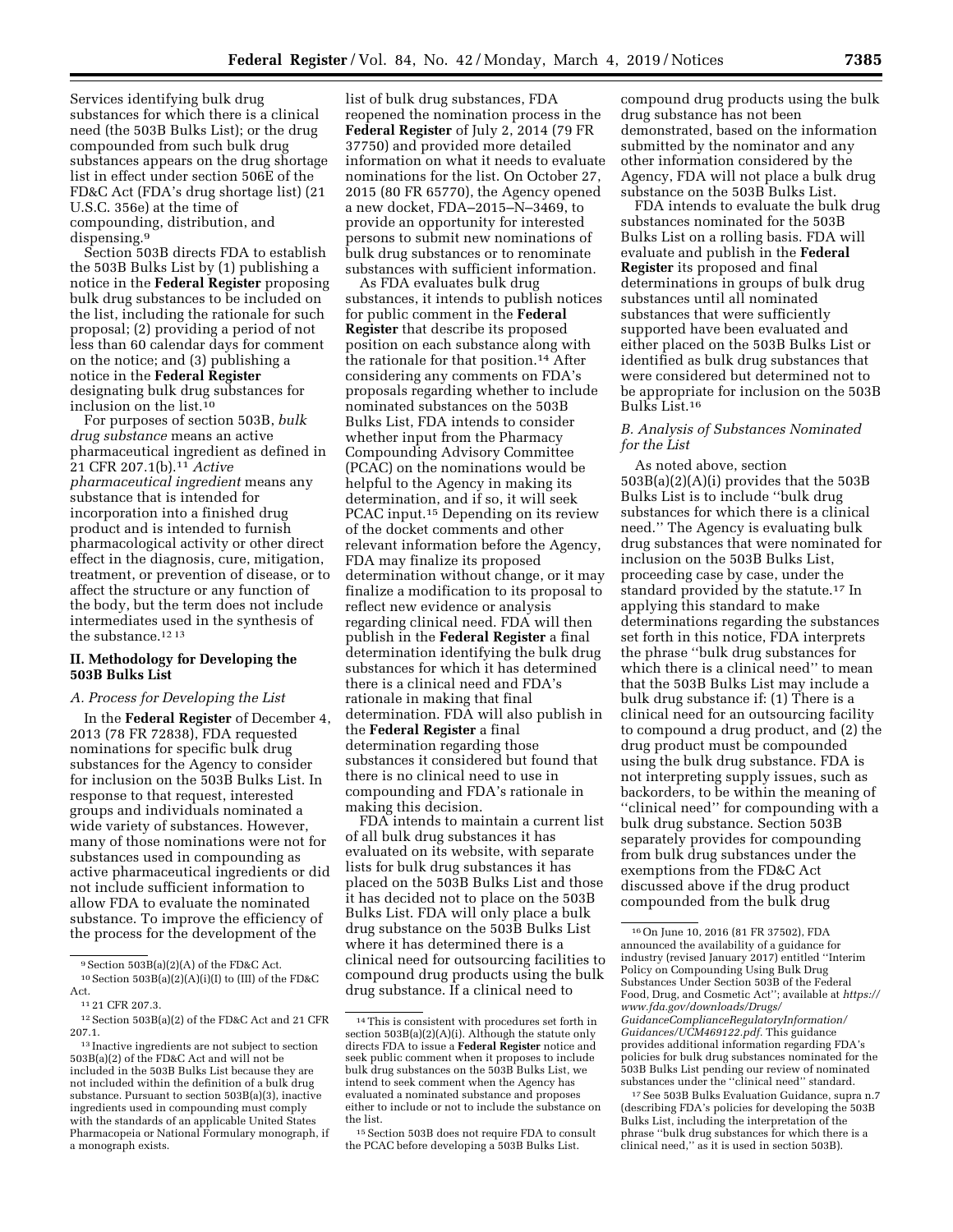Services identifying bulk drug substances for which there is a clinical need (the 503B Bulks List); or the drug compounded from such bulk drug substances appears on the drug shortage list in effect under section 506E of the FD&C Act (FDA's drug shortage list) (21 U.S.C. 356e) at the time of compounding, distribution, and dispensing.[9]

Section 503B directs FDA to establish the 503B Bulks List by (1) publishing a notice in the **Federal Register** proposing bulk drug substances to be included on the list, including the rationale for such proposal; (2) providing a period of not less than 60 calendar days for comment on the notice; and (3) publishing a notice in the **Federal Register** designating bulk drug substances for inclusion on the list.[10]

For purposes of section 503B, *bulk drug substance* means an active pharmaceutical ingredient as defined in 21 CFR 207.1(b).[11] *Active pharmaceutical ingredient* means any substance that is intended for incorporation into a finished drug product and is intended to furnish pharmacological activity or other direct effect in the diagnosis, cure, mitigation, treatment, or prevention of disease, or to affect the structure or any function of the body, but the term does not include intermediates used in the synthesis of the substance.[12,13]

## II. Methodology for Developing the 503B Bulks List

### A. Process for Developing the List

In the **Federal Register** of December 4, 2013 (78 FR 72838), FDA requested nominations for specific bulk drug substances for the Agency to consider for inclusion on the 503B Bulks List. In response to that request, interested groups and individuals nominated a wide variety of substances. However, many of those nominations were not for substances used in compounding as active pharmaceutical ingredients or did not include sufficient information to allow FDA to evaluate the nominated substance. To improve the efficiency of the process for the development of the list of bulk drug substances, FDA reopened the nomination process in the **Federal Register** of July 2, 2014 (79 FR 37750) and provided more detailed information on what it needs to evaluate nominations for the list. On October 27, 2015 (80 FR 65770), the Agency opened a new docket, FDA–2015–N–3469, to provide an opportunity for interested persons to submit new nominations of bulk drug substances or to renominate substances with sufficient information.

As FDA evaluates bulk drug substances, it intends to publish notices for public comment in the **Federal Register** that describe its proposed position on each substance along with the rationale for that position.[14] After considering any comments on FDA's proposals regarding whether to include nominated substances on the 503B Bulks List, FDA intends to consider whether input from the Pharmacy Compounding Advisory Committee (PCAC) on the nominations would be helpful to the Agency in making its determination, and if so, it will seek PCAC input.[15] Depending on its review of the docket comments and other relevant information before the Agency, FDA may finalize its proposed determination without change, or it may finalize a modification to its proposal to reflect new evidence or analysis regarding clinical need. FDA will then publish in the **Federal Register** a final determination identifying the bulk drug substances for which it has determined there is a clinical need and FDA's rationale in making that final determination. FDA will also publish in the **Federal Register** a final determination regarding those substances it considered but found that there is no clinical need to use in compounding and FDA's rationale in making this decision.

FDA intends to maintain a current list of all bulk drug substances it has evaluated on its website, with separate lists for bulk drug substances it has placed on the 503B Bulks List and those it has decided not to place on the 503B Bulks List. FDA will only place a bulk drug substance on the 503B Bulks List where it has determined there is a clinical need for outsourcing facilities to compound drug products using the bulk drug substance. If a clinical need to compound drug products using the bulk drug substance has not been demonstrated, based on the information submitted by the nominator and any other information considered by the Agency, FDA will not place a bulk drug substance on the 503B Bulks List.

FDA intends to evaluate the bulk drug substances nominated for the 503B Bulks List on a rolling basis. FDA will evaluate and publish in the **Federal Register** its proposed and final determinations in groups of bulk drug substances until all nominated substances that were sufficiently supported have been evaluated and either placed on the 503B Bulks List or identified as bulk drug substances that were considered but determined not to be appropriate for inclusion on the 503B Bulks List.[16]

### B. Analysis of Substances Nominated for the List

As noted above, section 503B(a)(2)(A)(i) provides that the 503B Bulks List is to include ''bulk drug substances for which there is a clinical need.'' The Agency is evaluating bulk drug substances that were nominated for inclusion on the 503B Bulks List, proceeding case by case, under the standard provided by the statute.[17] In applying this standard to make determinations regarding the substances set forth in this notice, FDA interprets the phrase ''bulk drug substances for which there is a clinical need'' to mean that the 503B Bulks List may include a bulk drug substance if: (1) There is a clinical need for an outsourcing facility to compound a drug product, and (2) the drug product must be compounded using the bulk drug substance. FDA is not interpreting supply issues, such as backorders, to be within the meaning of ''clinical need'' for compounding with a bulk drug substance. Section 503B separately provides for compounding from bulk drug substances under the exemptions from the FD&C Act discussed above if the drug product compounded from the bulk drug

---

[9] Section 503B(a)(2)(A) of the FD&C Act.

[10] Section 503B(a)(2)(A)(i)(I) to (III) of the FD&C Act.

[11] 21 CFR 207.3.

[12] Section 503B(a)(2) of the FD&C Act and 21 CFR 207.1.

[13] Inactive ingredients are not subject to section 503B(a)(2) of the FD&C Act and will not be included in the 503B Bulks List because they are not included within the definition of a bulk drug substance. Pursuant to section 503B(a)(3), inactive ingredients used in compounding must comply with the standards of an applicable United States Pharmacopeia or National Formulary monograph, if a monograph exists.

[14] This is consistent with procedures set forth in section 503B(a)(2)(A)(i). Although the statute only directs FDA to issue a **Federal Register** notice and seek public comment when it proposes to include bulk drug substances on the 503B Bulks List, we intend to seek comment when the Agency has evaluated a nominated substance and proposes either to include or not to include the substance on the list.

[15] Section 503B does not require FDA to consult the PCAC before developing a 503B Bulks List.

[16] On June 10, 2016 (81 FR 37502), FDA announced the availability of a guidance for industry (revised January 2017) entitled ''Interim Policy on Compounding Using Bulk Drug Substances Under Section 503B of the Federal Food, Drug, and Cosmetic Act''; available at *https://www.fda.gov/downloads/Drugs/GuidanceComplianceRegulatoryInformation/Guidances/UCM469122.pdf*. This guidance provides additional information regarding FDA's policies for bulk drug substances nominated for the 503B Bulks List pending our review of nominated substances under the ''clinical need'' standard.

[17] See 503B Bulks Evaluation Guidance, supra n.7 (describing FDA's policies for developing the 503B Bulks List, including the interpretation of the phrase ''bulk drug substances for which there is a clinical need,'' as it is used in section 503B).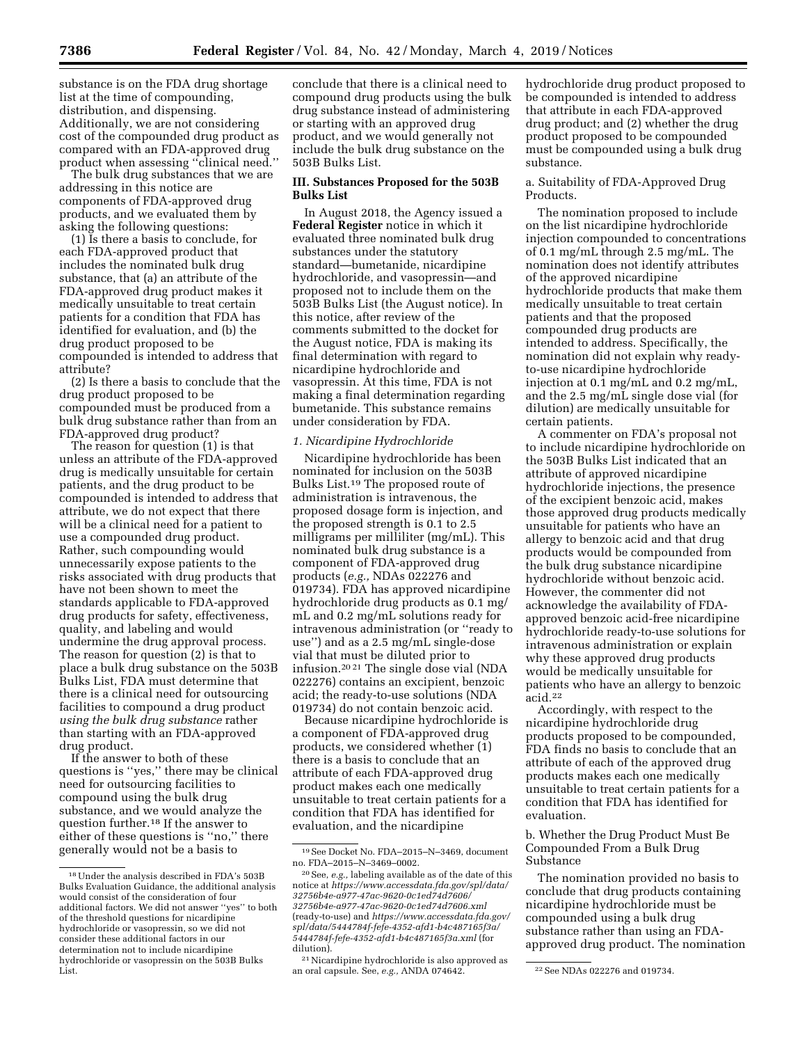substance is on the FDA drug shortage list at the time of compounding, distribution, and dispensing. Additionally, we are not considering cost of the compounded drug product as compared with an FDA-approved drug product when assessing "clinical need."

The bulk drug substances that we are addressing in this notice are components of FDA-approved drug products, and we evaluated them by asking the following questions:

(1) Is there a basis to conclude, for each FDA-approved product that includes the nominated bulk drug substance, that (a) an attribute of the FDA-approved drug product makes it medically unsuitable to treat certain patients for a condition that FDA has identified for evaluation, and (b) the drug product proposed to be compounded is intended to address that attribute?

(2) Is there a basis to conclude that the drug product proposed to be compounded must be produced from a bulk drug substance rather than from an FDA-approved drug product?

The reason for question (1) is that unless an attribute of the FDA-approved drug is medically unsuitable for certain patients, and the drug product to be compounded is intended to address that attribute, we do not expect that there will be a clinical need for a patient to use a compounded drug product. Rather, such compounding would unnecessarily expose patients to the risks associated with drug products that have not been shown to meet the standards applicable to FDA-approved drug products for safety, effectiveness, quality, and labeling and would undermine the drug approval process. The reason for question (2) is that to place a bulk drug substance on the 503B Bulks List, FDA must determine that there is a clinical need for outsourcing facilities to compound a drug product *using the bulk drug substance* rather than starting with an FDA-approved drug product.

If the answer to both of these questions is "yes," there may be clinical need for outsourcing facilities to compound using the bulk drug substance, and we would analyze the question further.[18] If the answer to either of these questions is "no," there generally would not be a basis to conclude that there is a clinical need to compound drug products using the bulk drug substance instead of administering or starting with an approved drug product, and we would generally not include the bulk drug substance on the 503B Bulks List.

## III. Substances Proposed for the 503B Bulks List

In August 2018, the Agency issued a **Federal Register** notice in which it evaluated three nominated bulk drug substances under the statutory standard—bumetanide, nicardipine hydrochloride, and vasopressin—and proposed not to include them on the 503B Bulks List (the August notice). In this notice, after review of the comments submitted to the docket for the August notice, FDA is making its final determination with regard to nicardipine hydrochloride and vasopressin. At this time, FDA is not making a final determination regarding bumetanide. This substance remains under consideration by FDA.

### *1. Nicardipine Hydrochloride*

Nicardipine hydrochloride has been nominated for inclusion on the 503B Bulks List.[19] The proposed route of administration is intravenous, the proposed dosage form is injection, and the proposed strength is 0.1 to 2.5 milligrams per milliliter (mg/mL). This nominated bulk drug substance is a component of FDA-approved drug products (*e.g.,* NDAs 022276 and 019734). FDA has approved nicardipine hydrochloride drug products as 0.1 mg/mL and 0.2 mg/mL solutions ready for intravenous administration (or "ready to use") and as a 2.5 mg/mL single-dose vial that must be diluted prior to infusion.[20,21] The single dose vial (NDA 022276) contains an excipient, benzoic acid; the ready-to-use solutions (NDA 019734) do not contain benzoic acid.

Because nicardipine hydrochloride is a component of FDA-approved drug products, we considered whether (1) there is a basis to conclude that an attribute of each FDA-approved drug product makes each one medically unsuitable to treat certain patients for a condition that FDA has identified for evaluation, and the nicardipine hydrochloride drug product proposed to be compounded is intended to address that attribute in each FDA-approved drug product; and (2) whether the drug product proposed to be compounded must be compounded using a bulk drug substance.

a. Suitability of FDA-Approved Drug Products.

The nomination proposed to include on the list nicardipine hydrochloride injection compounded to concentrations of 0.1 mg/mL through 2.5 mg/mL. The nomination does not identify attributes of the approved nicardipine hydrochloride products that make them medically unsuitable to treat certain patients and that the proposed compounded drug products are intended to address. Specifically, the nomination did not explain why ready-to-use nicardipine hydrochloride injection at 0.1 mg/mL and 0.2 mg/mL, and the 2.5 mg/mL single dose vial (for dilution) are medically unsuitable for certain patients.

A commenter on FDA's proposal not to include nicardipine hydrochloride on the 503B Bulks List indicated that an attribute of approved nicardipine hydrochloride injections, the presence of the excipient benzoic acid, makes those approved drug products medically unsuitable for patients who have an allergy to benzoic acid and that drug products would be compounded from the bulk drug substance nicardipine hydrochloride without benzoic acid. However, the commenter did not acknowledge the availability of FDA-approved benzoic acid-free nicardipine hydrochloride ready-to-use solutions for intravenous administration or explain why these approved drug products would be medically unsuitable for patients who have an allergy to benzoic acid.[22]

Accordingly, with respect to the nicardipine hydrochloride drug products proposed to be compounded, FDA finds no basis to conclude that an attribute of each of the approved drug products makes each one medically unsuitable to treat certain patients for a condition that FDA has identified for evaluation.

b. Whether the Drug Product Must Be Compounded From a Bulk Drug Substance

The nomination provided no basis to conclude that drug products containing nicardipine hydrochloride must be compounded using a bulk drug substance rather than using an FDA-approved drug product. The nomination

---

[18] Under the analysis described in FDA's 503B Bulks Evaluation Guidance, the additional analysis would consist of the consideration of four additional factors. We did not answer "yes" to both of the threshold questions for nicardipine hydrochloride or vasopressin, so we did not consider these additional factors in our determination not to include nicardipine hydrochloride or vasopressin on the 503B Bulks List.

[19] See Docket No. FDA–2015–N–3469, document no. FDA–2015–N–3469–0002.

[20] See, *e.g.,* labeling available as of the date of this notice at *https://www.accessdata.fda.gov/spl/data/32756b4e-a977-47ac-9620-0c1ed74d7606/32756b4e-a977-47ac-9620-0c1ed74d7606.xml* (ready-to-use) and *https://www.accessdata.fda.gov/spl/data/5444784f-fefe-4352-afd1-b4c487165f3a/5444784f-fefe-4352-afd1-b4c487165f3a.xml* (for dilution).

[21] Nicardipine hydrochloride is also approved as an oral capsule. See, *e.g.,* ANDA 074642.

[22] See NDAs 022276 and 019734.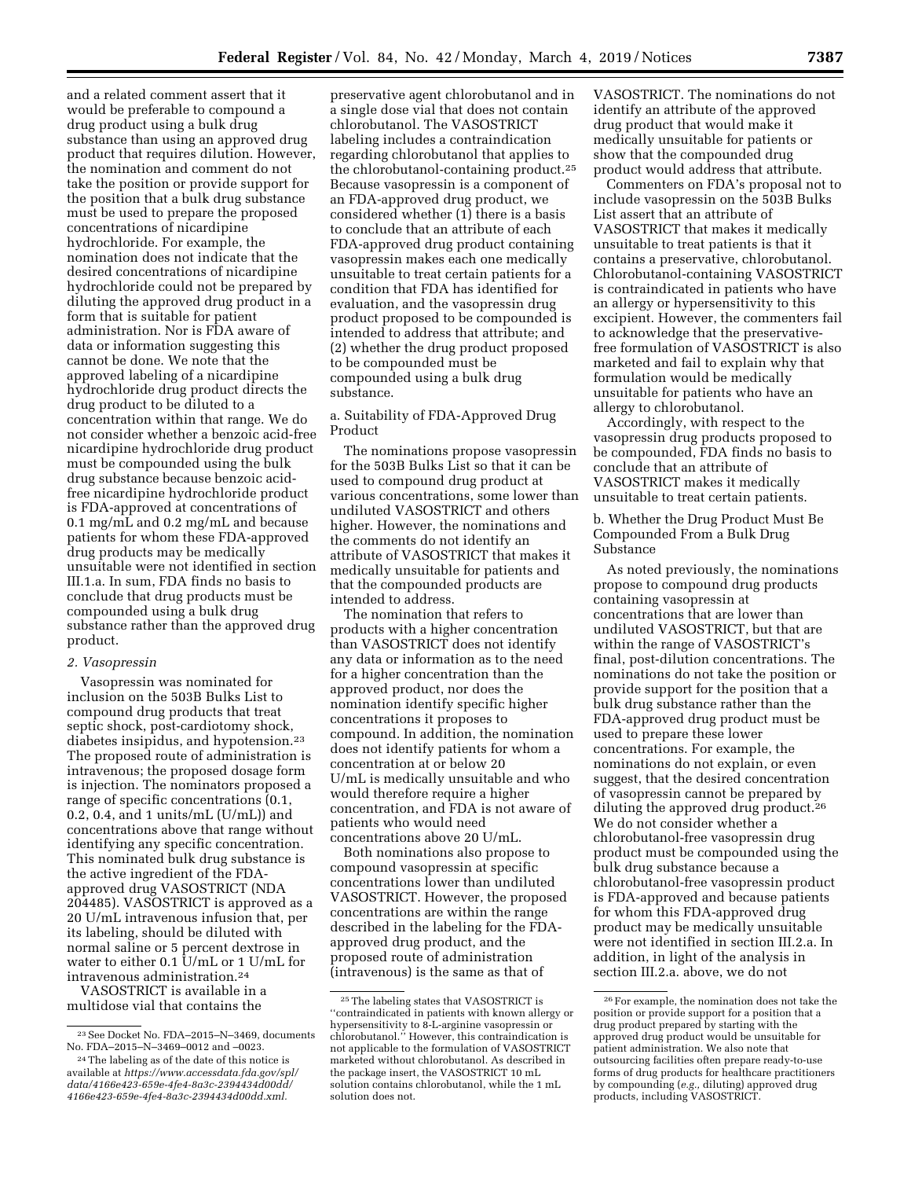and a related comment assert that it would be preferable to compound a drug product using a bulk drug substance than using an approved drug product that requires dilution. However, the nomination and comment do not take the position or provide support for the position that a bulk drug substance must be used to prepare the proposed concentrations of nicardipine hydrochloride. For example, the nomination does not indicate that the desired concentrations of nicardipine hydrochloride could not be prepared by diluting the approved drug product in a form that is suitable for patient administration. Nor is FDA aware of data or information suggesting this cannot be done. We note that the approved labeling of a nicardipine hydrochloride drug product directs the drug product to be diluted to a concentration within that range. We do not consider whether a benzoic acid-free nicardipine hydrochloride drug product must be compounded using the bulk drug substance because benzoic acid-free nicardipine hydrochloride product is FDA-approved at concentrations of 0.1 mg/mL and 0.2 mg/mL and because patients for whom these FDA-approved drug products may be medically unsuitable were not identified in section III.1.a. In sum, FDA finds no basis to conclude that drug products must be compounded using a bulk drug substance rather than the approved drug product.

### *2. Vasopressin*

Vasopressin was nominated for inclusion on the 503B Bulks List to compound drug products that treat septic shock, post-cardiotomy shock, diabetes insipidus, and hypotension.[23] The proposed route of administration is intravenous; the proposed dosage form is injection. The nominators proposed a range of specific concentrations (0.1, 0.2, 0.4, and 1 units/mL (U/mL)) and concentrations above that range without identifying any specific concentration. This nominated bulk drug substance is the active ingredient of the FDA-approved drug VASOSTRICT (NDA 204485). VASOSTRICT is approved as a 20 U/mL intravenous infusion that, per its labeling, should be diluted with normal saline or 5 percent dextrose in water to either 0.1 U/mL or 1 U/mL for intravenous administration.[24]

VASOSTRICT is available in a multidose vial that contains the preservative agent chlorobutanol and in a single dose vial that does not contain chlorobutanol. The VASOSTRICT labeling includes a contraindication regarding chlorobutanol that applies to the chlorobutanol-containing product.[25] Because vasopressin is a component of an FDA-approved drug product, we considered whether (1) there is a basis to conclude that an attribute of each FDA-approved drug product containing vasopressin makes each one medically unsuitable to treat certain patients for a condition that FDA has identified for evaluation, and the vasopressin drug product proposed to be compounded is intended to address that attribute; and (2) whether the drug product proposed to be compounded must be compounded using a bulk drug substance.

#### a. Suitability of FDA-Approved Drug Product

The nominations propose vasopressin for the 503B Bulks List so that it can be used to compound drug product at various concentrations, some lower than undiluted VASOSTRICT and others higher. However, the nominations and the comments do not identify an attribute of VASOSTRICT that makes it medically unsuitable for patients and that the compounded products are intended to address.

The nomination that refers to products with a higher concentration than VASOSTRICT does not identify any data or information as to the need for a higher concentration than the approved product, nor does the nomination identify specific higher concentrations it proposes to compound. In addition, the nomination does not identify patients for whom a concentration at or below 20 U/mL is medically unsuitable and who would therefore require a higher concentration, and FDA is not aware of patients who would need concentrations above 20 U/mL.

Both nominations also propose to compound vasopressin at specific concentrations lower than undiluted VASOSTRICT. However, the proposed concentrations are within the range described in the labeling for the FDA-approved drug product, and the proposed route of administration (intravenous) is the same as that of VASOSTRICT. The nominations do not identify an attribute of the approved drug product that would make it medically unsuitable for patients or show that the compounded drug product would address that attribute.

Commenters on FDA's proposal not to include vasopressin on the 503B Bulks List assert that an attribute of VASOSTRICT that makes it medically unsuitable to treat patients is that it contains a preservative, chlorobutanol. Chlorobutanol-containing VASOSTRICT is contraindicated in patients who have an allergy or hypersensitivity to this excipient. However, the commenters fail to acknowledge that the preservative-free formulation of VASOSTRICT is also marketed and fail to explain why that formulation would be medically unsuitable for patients who have an allergy to chlorobutanol.

Accordingly, with respect to the vasopressin drug products proposed to be compounded, FDA finds no basis to conclude that an attribute of VASOSTRICT makes it medically unsuitable to treat certain patients.

#### b. Whether the Drug Product Must Be Compounded From a Bulk Drug Substance

As noted previously, the nominations propose to compound drug products containing vasopressin at concentrations that are lower than undiluted VASOSTRICT, but that are within the range of VASOSTRICT's final, post-dilution concentrations. The nominations do not take the position or provide support for the position that a bulk drug substance rather than the FDA-approved drug product must be used to prepare these lower concentrations. For example, the nominations do not explain, or even suggest, that the desired concentration of vasopressin cannot be prepared by diluting the approved drug product.[26] We do not consider whether a chlorobutanol-free vasopressin drug product must be compounded using the bulk drug substance because a chlorobutanol-free vasopressin product is FDA-approved and because patients for whom this FDA-approved drug product may be medically unsuitable were not identified in section III.2.a. In addition, in light of the analysis in section III.2.a. above, we do not

---

[23] See Docket No. FDA–2015–N–3469, documents No. FDA–2015–N–3469–0012 and –0023.

[24] The labeling as of the date of this notice is available at *https://www.accessdata.fda.gov/spl/data/4166e423-659e-4fe4-8a3c-2394434d00dd/4166e423-659e-4fe4-8a3c-2394434d00dd.xml.*

[25] The labeling states that VASOSTRICT is "contraindicated in patients with known allergy or hypersensitivity to 8-L-arginine vasopressin or chlorobutanol." However, this contraindication is not applicable to the formulation of VASOSTRICT marketed without chlorobutanol. As described in the package insert, the VASOSTRICT 10 mL solution contains chlorobutanol, while the 1 mL solution does not.

[26] For example, the nomination does not take the position or provide support for a position that a drug product prepared by starting with the approved drug product would be unsuitable for patient administration. We also note that outsourcing facilities often prepare ready-to-use forms of drug products for healthcare practitioners by compounding (*e.g.,* diluting) approved drug products, including VASOSTRICT.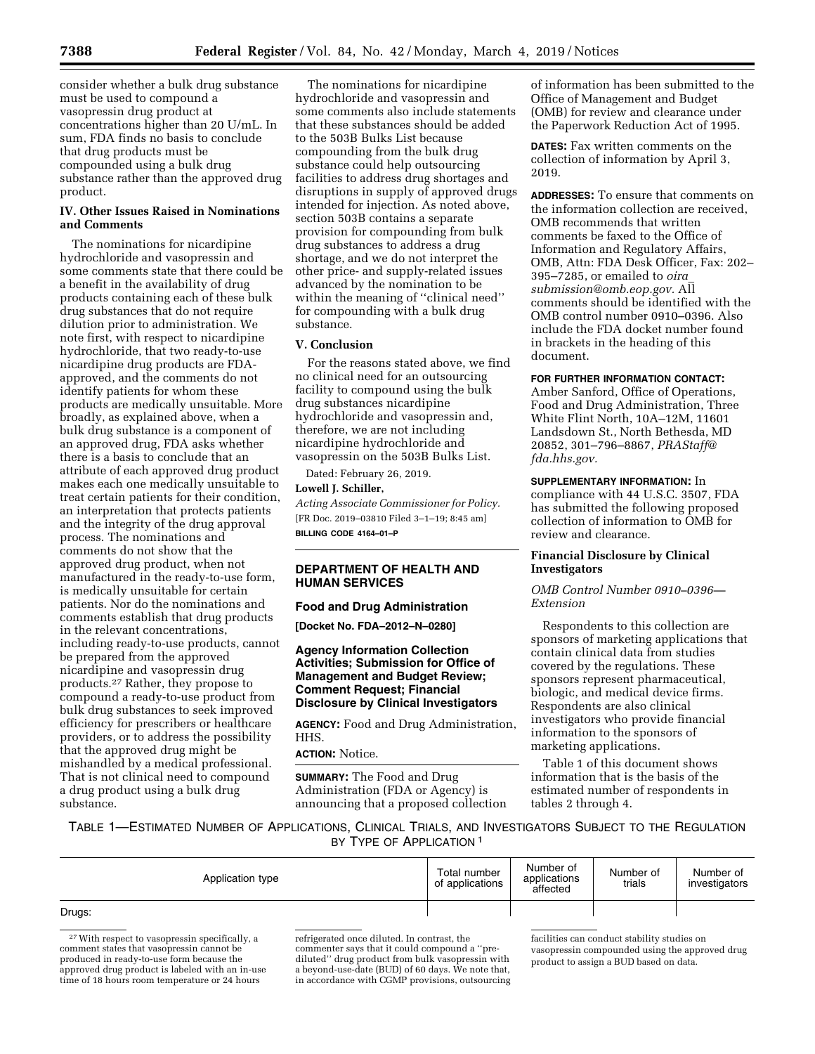consider whether a bulk drug substance must be used to compound a vasopressin drug product at concentrations higher than 20 U/mL. In sum, FDA finds no basis to conclude that drug products must be compounded using a bulk drug substance rather than the approved drug product.

### IV. Other Issues Raised in Nominations and Comments

The nominations for nicardipine hydrochloride and vasopressin and some comments state that there could be a benefit in the availability of drug products containing each of these bulk drug substances that do not require dilution prior to administration. We note first, with respect to nicardipine hydrochloride, that two ready-to-use nicardipine drug products are FDA-approved, and the comments do not identify patients for whom these products are medically unsuitable. More broadly, as explained above, when a bulk drug substance is a component of an approved drug, FDA asks whether there is a basis to conclude that an attribute of each approved drug product makes each one medically unsuitable to treat certain patients for their condition, an interpretation that protects patients and the integrity of the drug approval process. The nominations and comments do not show that the approved drug product, when not manufactured in the ready-to-use form, is medically unsuitable for certain patients. Nor do the nominations and comments establish that drug products in the relevant concentrations, including ready-to-use products, cannot be prepared from the approved nicardipine and vasopressin drug products.[27] Rather, they propose to compound a ready-to-use product from bulk drug substances to seek improved efficiency for prescribers or healthcare providers, or to address the possibility that the approved drug might be mishandled by a medical professional. That is not clinical need to compound a drug product using a bulk drug substance.

The nominations for nicardipine hydrochloride and vasopressin and some comments also include statements that these substances should be added to the 503B Bulks List because compounding from the bulk drug substance could help outsourcing facilities to address drug shortages and disruptions in supply of approved drugs intended for injection. As noted above, section 503B contains a separate provision for compounding from bulk drug substances to address a drug shortage, and we do not interpret the other price- and supply-related issues advanced by the nomination to be within the meaning of "clinical need" for compounding with a bulk drug substance.

### V. Conclusion

For the reasons stated above, we find no clinical need for an outsourcing facility to compound using the bulk drug substances nicardipine hydrochloride and vasopressin and, therefore, we are not including nicardipine hydrochloride and vasopressin on the 503B Bulks List.

Dated: February 26, 2019.

**Lowell J. Schiller,**

*Acting Associate Commissioner for Policy.*

[FR Doc. 2019–03810 Filed 3–1–19; 8:45 am]

**BILLING CODE 4164–01–P**

## DEPARTMENT OF HEALTH AND HUMAN SERVICES

### Food and Drug Administration

**[Docket No. FDA–2012–N–0280]**

### Agency Information Collection Activities; Submission for Office of Management and Budget Review; Comment Request; Financial Disclosure by Clinical Investigators

**AGENCY:** Food and Drug Administration, HHS.

**ACTION:** Notice.

**SUMMARY:** The Food and Drug Administration (FDA or Agency) is announcing that a proposed collection of information has been submitted to the Office of Management and Budget (OMB) for review and clearance under the Paperwork Reduction Act of 1995.

**DATES:** Fax written comments on the collection of information by April 3, 2019.

**ADDRESSES:** To ensure that comments on the information collection are received, OMB recommends that written comments be faxed to the Office of Information and Regulatory Affairs, OMB, Attn: FDA Desk Officer, Fax: 202–395–7285, or emailed to *oira_submission@omb.eop.gov.* All comments should be identified with the OMB control number 0910–0396. Also include the FDA docket number found in brackets in the heading of this document.

**FOR FURTHER INFORMATION CONTACT:** Amber Sanford, Office of Operations, Food and Drug Administration, Three White Flint North, 10A–12M, 11601 Landsdown St., North Bethesda, MD 20852, 301–796–8867, *PRAStaff@fda.hhs.gov.*

**SUPPLEMENTARY INFORMATION:** In compliance with 44 U.S.C. 3507, FDA has submitted the following proposed collection of information to OMB for review and clearance.

### Financial Disclosure by Clinical Investigators

*OMB Control Number 0910–0396—Extension*

Respondents to this collection are sponsors of marketing applications that contain clinical data from studies covered by the regulations. These sponsors represent pharmaceutical, biologic, and medical device firms. Respondents are also clinical investigators who provide financial information to the sponsors of marketing applications.

Table 1 of this document shows information that is the basis of the estimated number of respondents in tables 2 through 4.

TABLE 1—ESTIMATED NUMBER OF APPLICATIONS, CLINICAL TRIALS, AND INVESTIGATORS SUBJECT TO THE REGULATION BY TYPE OF APPLICATION [1]

| Application type | Total number of applications | Number of applications affected | Number of trials | Number of investigators |
|---|---|---|---|---|
| Drugs: | | | | |

[27] With respect to vasopressin specifically, a comment states that vasopressin cannot be produced in ready-to-use form because the approved drug product is labeled with an in-use time of 18 hours room temperature or 24 hours refrigerated once diluted. In contrast, the commenter says that it could compound a "pre-diluted" drug product from bulk vasopressin with a beyond-use-date (BUD) of 60 days. We note that, in accordance with CGMP provisions, outsourcing facilities can conduct stability studies on vasopressin compounded using the approved drug product to assign a BUD based on data.